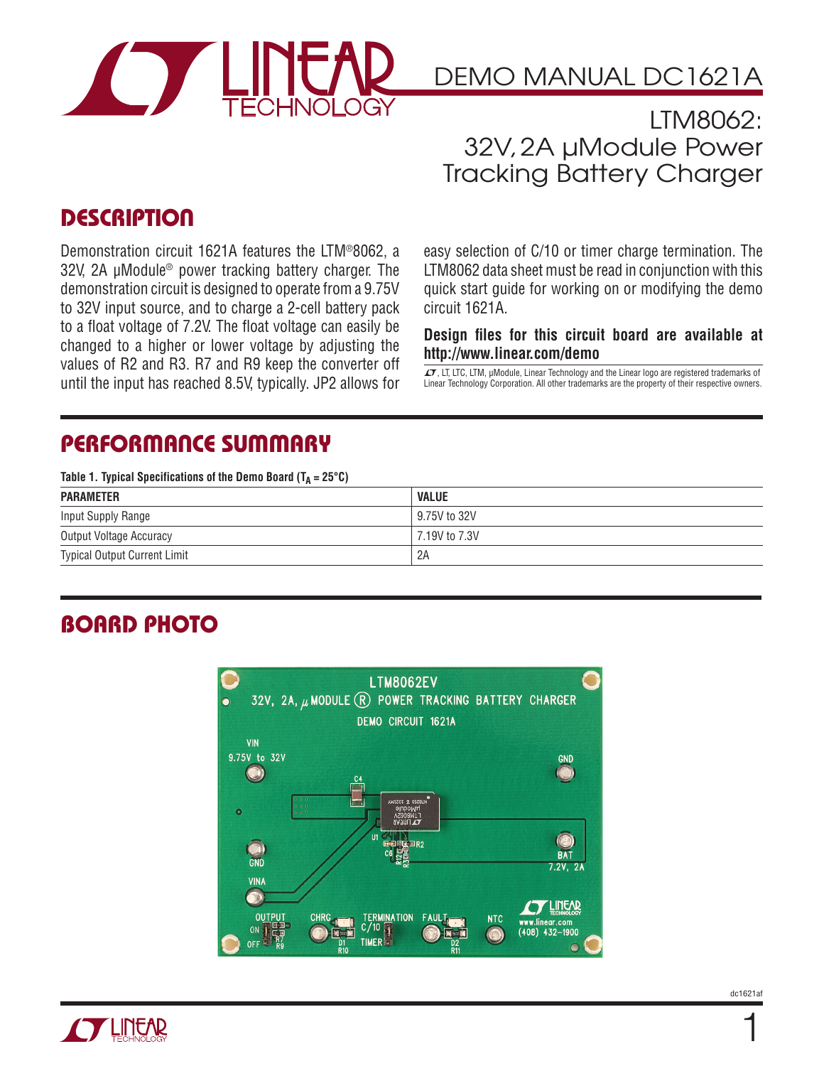# DEMO MANUAL DC1621A

## LTM8062: 32V, 2A µModule Power Tracking Battery Charger

## DESCRIPTION

Demonstration circuit 1621A features the LTM®8062, a 32V, 2A µModule® power tracking battery charger. The demonstration circuit is designed to operate from a 9.75V to 32V input source, and to charge a 2-cell battery pack to a float voltage of 7.2V. The float voltage can easily be changed to a higher or lower voltage by adjusting the values of R2 and R3. R7 and R9 keep the converter off until the input has reached 8.5V, typically. JP2 allows for easy selection of C/10 or timer charge termination. The LTM8062 data sheet must be read in conjunction with this quick start guide for working on or modifying the demo circuit 1621A.

**Design files for this circuit board are available at http://www.linear.com/demo**

LT, LTC, LTM, µModule, Linear Technology and the Linear logo are registered trademarks of Linear Technology Corporation. All other trademarks are the property of their respective owners.

## PERFORMANCE SUMMARY

**Table 1. Typical Specifications of the Demo Board ($T_A$ = 25°C)**

| PARAMETER | VALUE |
|---|---|
| Input Supply Range | 9.75V to 32V |
| Output Voltage Accuracy | 7.19V to 7.3V |
| Typical Output Current Limit | 2A |

## BOARD PHOTO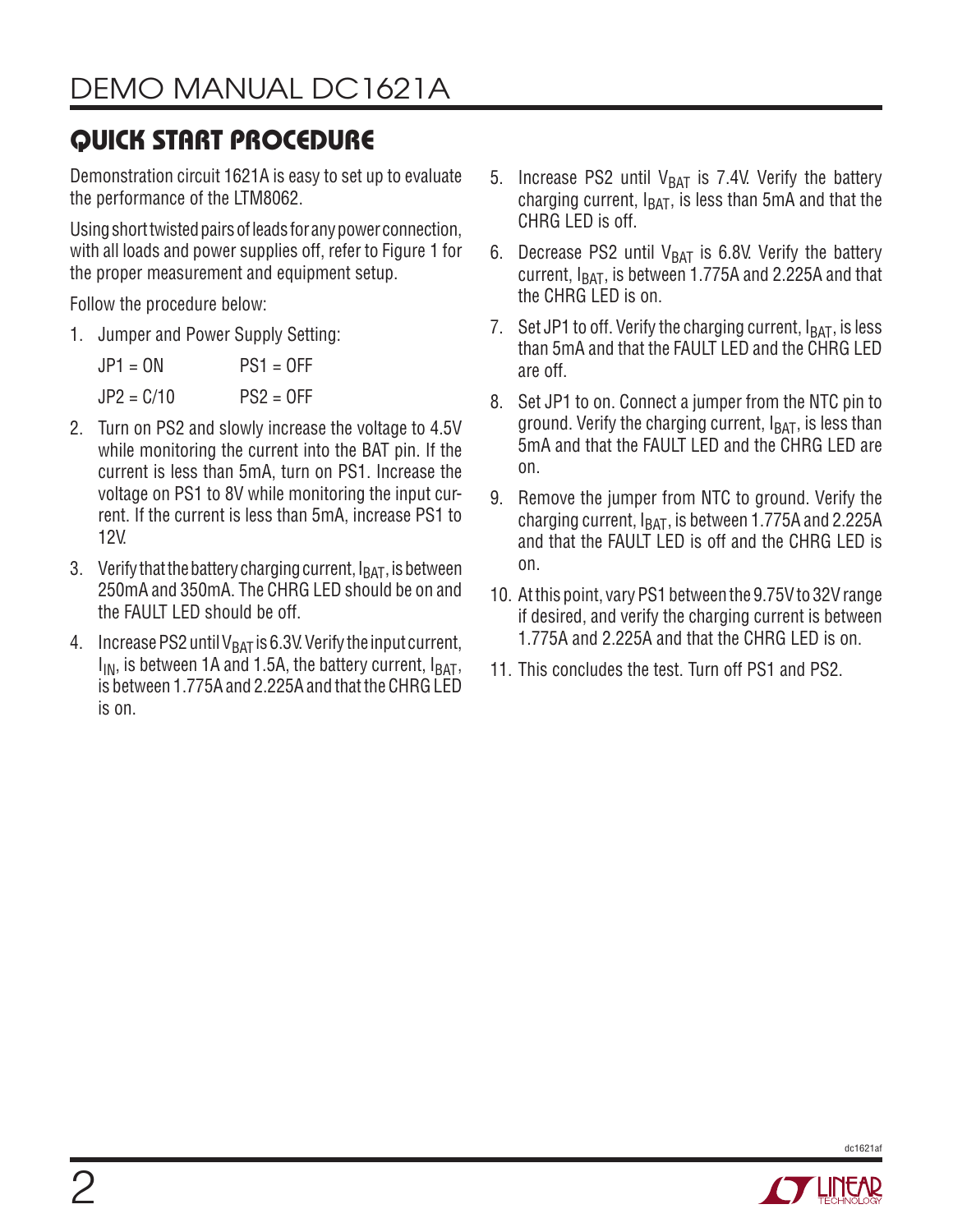## QUICK START PROCEDURE

Demonstration circuit 1621A is easy to set up to evaluate the performance of the LTM8062.

Using short twisted pairs of leads for any power connection, with all loads and power supplies off, refer to Figure 1 for the proper measurement and equipment setup.

Follow the procedure below:

1. Jumper and Power Supply Setting:

   JP1 = ON    PS1 = OFF

   JP2 = C/10    PS2 = OFF

2. Turn on PS2 and slowly increase the voltage to 4.5V while monitoring the current into the BAT pin. If the current is less than 5mA, turn on PS1. Increase the voltage on PS1 to 8V while monitoring the input current. If the current is less than 5mA, increase PS1 to 12V.
3. Verify that the battery charging current, $I_{BAT}$, is between 250mA and 350mA. The CHRG LED should be on and the FAULT LED should be off.
4. Increase PS2 until $V_{BAT}$ is 6.3V. Verify the input current, $I_{IN}$, is between 1A and 1.5A, the battery current, $I_{BAT}$, is between 1.775A and 2.225A and that the CHRG LED is on.
5. Increase PS2 until $V_{BAT}$ is 7.4V. Verify the battery charging current, $I_{BAT}$, is less than 5mA and that the CHRG LED is off.
6. Decrease PS2 until $V_{BAT}$ is 6.8V. Verify the battery current, $I_{BAT}$, is between 1.775A and 2.225A and that the CHRG LED is on.
7. Set JP1 to off. Verify the charging current, $I_{BAT}$, is less than 5mA and that the FAULT LED and the CHRG LED are off.
8. Set JP1 to on. Connect a jumper from the NTC pin to ground. Verify the charging current, $I_{BAT}$, is less than 5mA and that the FAULT LED and the CHRG LED are on.
9. Remove the jumper from NTC to ground. Verify the charging current, $I_{BAT}$, is between 1.775A and 2.225A and that the FAULT LED is off and the CHRG LED is on.
10. At this point, vary PS1 between the 9.75V to 32V range if desired, and verify the charging current is between 1.775A and 2.225A and that the CHRG LED is on.
11. This concludes the test. Turn off PS1 and PS2.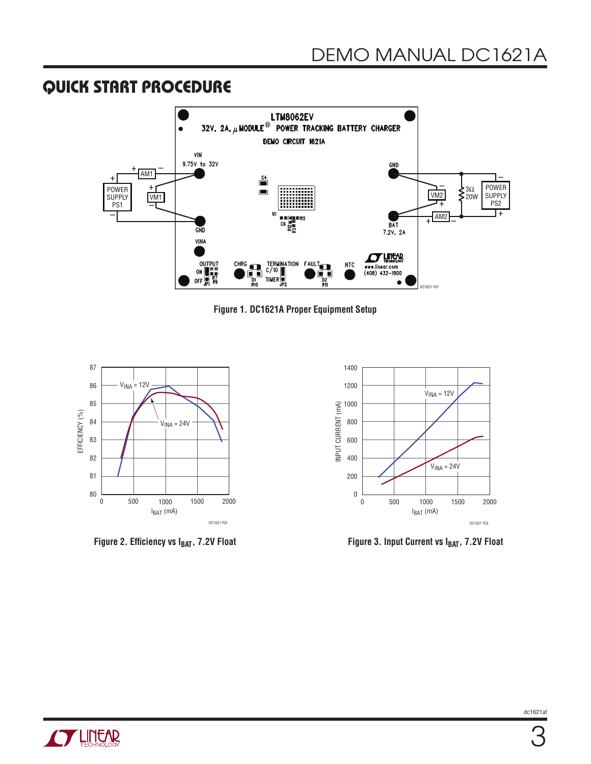## QUICK START PROCEDURE

Figure 1. DC1621A Proper Equipment Setup

Figure 2. Efficiency vs $I_{BAT}$, 7.2V Float

Figure 3. Input Current vs $I_{BAT}$, 7.2V Float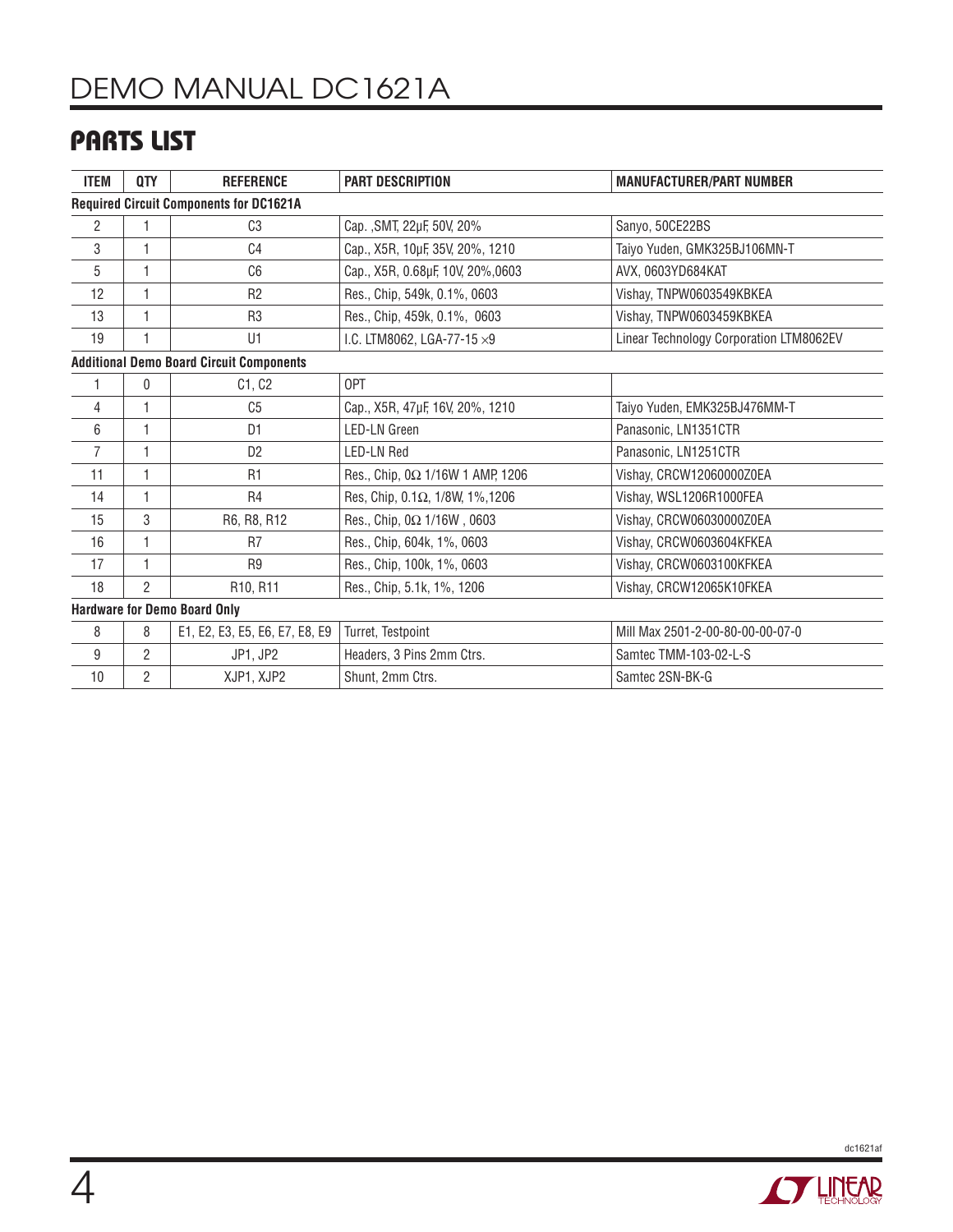## PARTS LIST

| ITEM | QTY | REFERENCE | PART DESCRIPTION | MANUFACTURER/PART NUMBER |
|---|---|---|---|---|
| **Required Circuit Components for DC1621A** | | | | |
| 2 | 1 | C3 | Cap. ,SMT, 22µF, 50V, 20% | Sanyo, 50CE22BS |
| 3 | 1 | C4 | Cap., X5R, 10µF, 35V, 20%, 1210 | Taiyo Yuden, GMK325BJ106MN-T |
| 5 | 1 | C6 | Cap., X5R, 0.68µF, 10V, 20%,0603 | AVX, 0603YD684KAT |
| 12 | 1 | R2 | Res., Chip, 549k, 0.1%, 0603 | Vishay, TNPW0603549KBKEA |
| 13 | 1 | R3 | Res., Chip, 459k, 0.1%, 0603 | Vishay, TNPW0603459KBKEA |
| 19 | 1 | U1 | I.C. LTM8062, LGA-77-15 ×9 | Linear Technology Corporation LTM8062EV |
| **Additional Demo Board Circuit Components** | | | | |
| 1 | 0 | C1, C2 | OPT | |
| 4 | 1 | C5 | Cap., X5R, 47µF, 16V, 20%, 1210 | Taiyo Yuden, EMK325BJ476MM-T |
| 6 | 1 | D1 | LED-LN Green | Panasonic, LN1351CTR |
| 7 | 1 | D2 | LED-LN Red | Panasonic, LN1251CTR |
| 11 | 1 | R1 | Res., Chip, 0Ω 1/16W 1 AMP, 1206 | Vishay, CRCW12060000Z0EA |
| 14 | 1 | R4 | Res, Chip, 0.1Ω, 1/8W, 1%,1206 | Vishay, WSL1206R1000FEA |
| 15 | 3 | R6, R8, R12 | Res., Chip, 0Ω 1/16W , 0603 | Vishay, CRCW06030000Z0EA |
| 16 | 1 | R7 | Res., Chip, 604k, 1%, 0603 | Vishay, CRCW0603604KFKEA |
| 17 | 1 | R9 | Res., Chip, 100k, 1%, 0603 | Vishay, CRCW0603100KFKEA |
| 18 | 2 | R10, R11 | Res., Chip, 5.1k, 1%, 1206 | Vishay, CRCW12065K10FKEA |
| **Hardware for Demo Board Only** | | | | |
| 8 | 8 | E1, E2, E3, E5, E6, E7, E8, E9 | Turret, Testpoint | Mill Max 2501-2-00-80-00-00-07-0 |
| 9 | 2 | JP1, JP2 | Headers, 3 Pins 2mm Ctrs. | Samtec TMM-103-02-L-S |
| 10 | 2 | XJP1, XJP2 | Shunt, 2mm Ctrs. | Samtec 2SN-BK-G |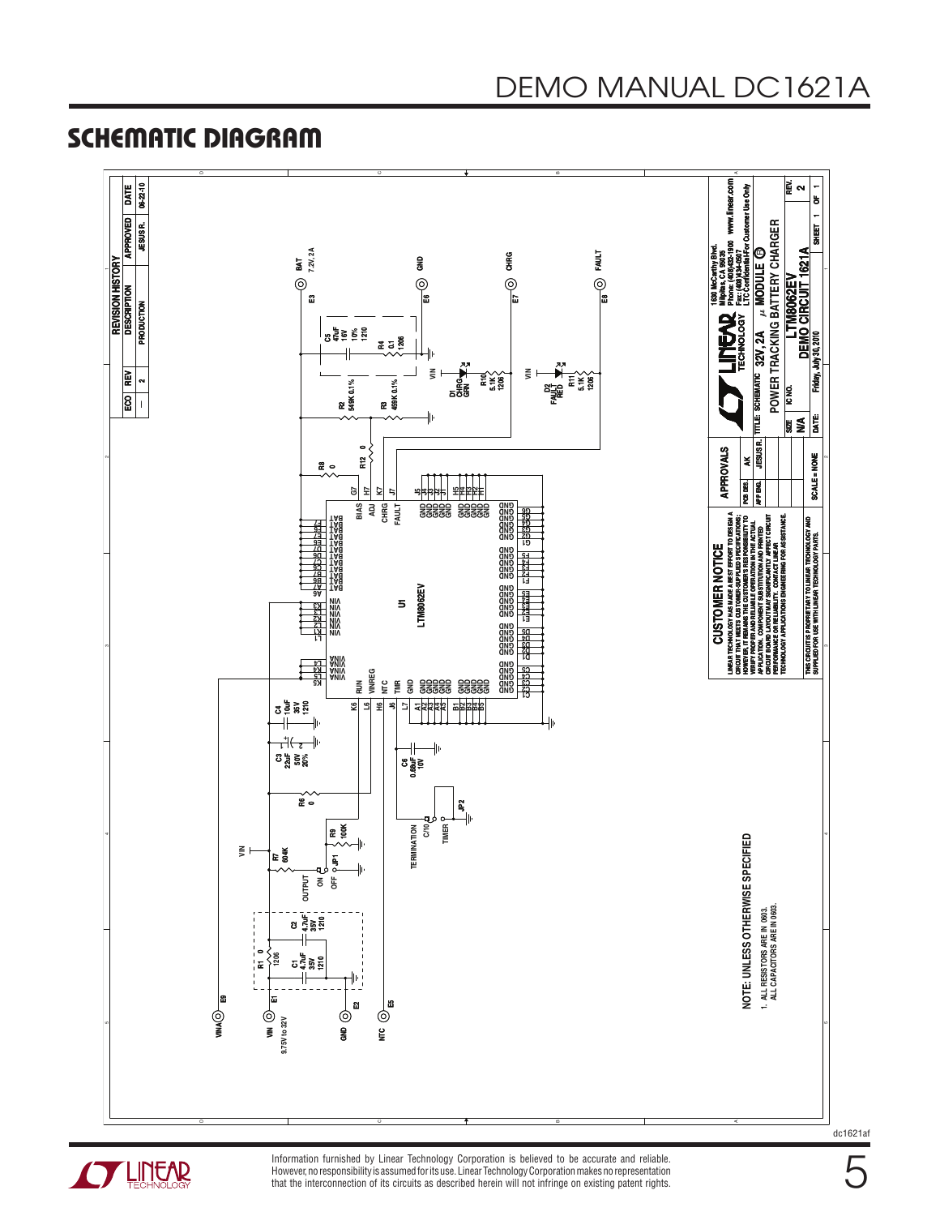## SCHEMATIC DIAGRAM

**REVISION HISTORY**

| ECO | REV | DESCRIPTION | APPROVED | DATE |
|---|---|---|---|---|
| – | 2 | PRODUCTION | JESUS R. | 06-22-10 |

U1 LTM8062EV

Pins: VINA (K4, K5, L4, L5), VIN (K1, K2, K3, L1, L2, L3), RUN (K6), VINREG (L6), NTC (H6), TMR (J6), GND (L7), BAT (A6, A7, B6, B7, C6, C7, D6, D7, E6, E7, F6, F7), BIAS (G7), ADJ (H7), CHRG (K7), FAULT (J7), GND (A1–A5, B1–B5, C1–C5, D1–D5, E1–E5, F1–F5, G1–G5, H1–H5, J1–J5, G6, F6...)

Components:

- E9 VINA
- E1 VIN 9.75V to 32V
- E2 GND
- E5 NTC
- E3 BAT 7.2V, 2A
- E6 GND
- E7 CHRG
- E8 FAULT
- R1 0 1206
- C1 4.7uF 35V 1210
- C2 4.7uF 35V 1210
- R7 60.4K
- JP1 OUTPUT ON / OFF
- R9 100K
- R6 0
- C3 22uF 50V 20%
- C4 10uF 35V 1210
- C6 0.68uF 10V
- JP2 TERMINATION C/10 / TIMER
- R8 0
- R12 0
- R2 549K 0.1%
- R3 459K 0.1%
- C5 47uF 16V 10% 1210
- R4 0.1 1206
- D1 CHRG GRN
- R10 5.1K 1206
- D2 FAULT RED
- R11 5.1K 1206

NOTE: UNLESS OTHERWISE SPECIFIED

1. ALL RESISTORS ARE IN 0603.
   ALL CAPACITORS ARE IN 0603.

**CUSTOMER NOTICE**

LINEAR TECHNOLOGY HAS MADE A BEST EFFORT TO DESIGN A CIRCUIT THAT MEETS CUSTOMER-SUPPLIED SPECIFICATIONS; HOWEVER, IT REMAINS THE CUSTOMER'S RESPONSIBILITY TO VERIFY PROPER AND RELIABLE OPERATION IN THE ACTUAL APPLICATION. COMPONENT SUBSTITUTION AND PRINTED CIRCUIT BOARD LAYOUT MAY SIGNIFICANTLY AFFECT CIRCUIT PERFORMANCE OR RELIABILITY. CONTACT LINEAR TECHNOLOGY APPLICATIONS ENGINEERING FOR ASSISTANCE.

THIS CIRCUIT IS PROPRIETARY TO LINEAR TECHNOLOGY AND SUPPLIED FOR USE WITH LINEAR TECHNOLOGY PARTS.

| APPROVALS | |
|---|---|
| PCB DES. | AK |
| APP ENG. | JESUS R. |

SCALE = NONE

LINEAR TECHNOLOGY — 1630 McCarthy Blvd. Milpitas, CA 95035 Phone: (408)432-1900 www.linear.com Fax: (408)434-0507 LTC Confidential-For Customer Use Only

TITLE: SCHEMATIC 32V, 2A µMODULE POWER TRACKING BATTERY CHARGER

SIZE: N/A IC NO.: LTM8062EV DEMO CIRCUIT 1621A REV. 2

DATE: Friday, July 30, 2010 SHEET 1 OF 1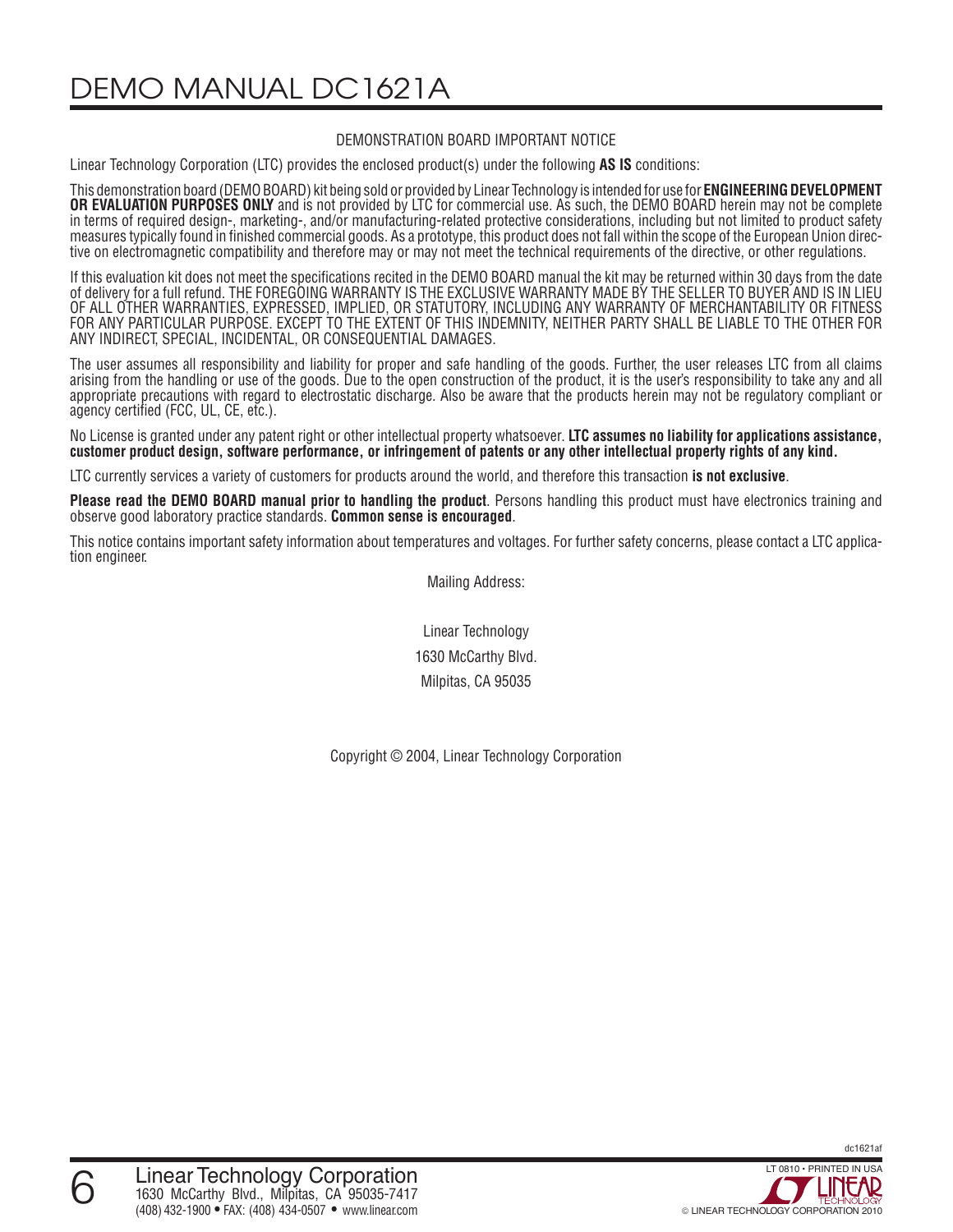DEMONSTRATION BOARD IMPORTANT NOTICE

Linear Technology Corporation (LTC) provides the enclosed product(s) under the following **AS IS** conditions:

This demonstration board (DEMO BOARD) kit being sold or provided by Linear Technology is intended for use for **ENGINEERING DEVELOPMENT OR EVALUATION PURPOSES ONLY** and is not provided by LTC for commercial use. As such, the DEMO BOARD herein may not be complete in terms of required design-, marketing-, and/or manufacturing-related protective considerations, including but not limited to product safety measures typically found in finished commercial goods. As a prototype, this product does not fall within the scope of the European Union directive on electromagnetic compatibility and therefore may or may not meet the technical requirements of the directive, or other regulations.

If this evaluation kit does not meet the specifications recited in the DEMO BOARD manual the kit may be returned within 30 days from the date of delivery for a full refund. THE FOREGOING WARRANTY IS THE EXCLUSIVE WARRANTY MADE BY THE SELLER TO BUYER AND IS IN LIEU OF ALL OTHER WARRANTIES, EXPRESSED, IMPLIED, OR STATUTORY, INCLUDING ANY WARRANTY OF MERCHANTABILITY OR FITNESS FOR ANY PARTICULAR PURPOSE. EXCEPT TO THE EXTENT OF THIS INDEMNITY, NEITHER PARTY SHALL BE LIABLE TO THE OTHER FOR ANY INDIRECT, SPECIAL, INCIDENTAL, OR CONSEQUENTIAL DAMAGES.

The user assumes all responsibility and liability for proper and safe handling of the goods. Further, the user releases LTC from all claims arising from the handling or use of the goods. Due to the open construction of the product, it is the user's responsibility to take any and all appropriate precautions with regard to electrostatic discharge. Also be aware that the products herein may not be regulatory compliant or agency certified (FCC, UL, CE, etc.).

No License is granted under any patent right or other intellectual property whatsoever. **LTC assumes no liability for applications assistance, customer product design, software performance, or infringement of patents or any other intellectual property rights of any kind.**

LTC currently services a variety of customers for products around the world, and therefore this transaction **is not exclusive**.

**Please read the DEMO BOARD manual prior to handling the product**. Persons handling this product must have electronics training and observe good laboratory practice standards. **Common sense is encouraged**.

This notice contains important safety information about temperatures and voltages. For further safety concerns, please contact a LTC application engineer.

Mailing Address:

Linear Technology
1630 McCarthy Blvd.
Milpitas, CA 95035

Copyright © 2004, Linear Technology Corporation

dc1621af

Linear Technology Corporation
1630 McCarthy Blvd., Milpitas, CA 95035-7417
(408) 432-1900 • FAX: (408) 434-0507 • www.linear.com

LT 0810 • PRINTED IN USA

© LINEAR TECHNOLOGY CORPORATION 2010